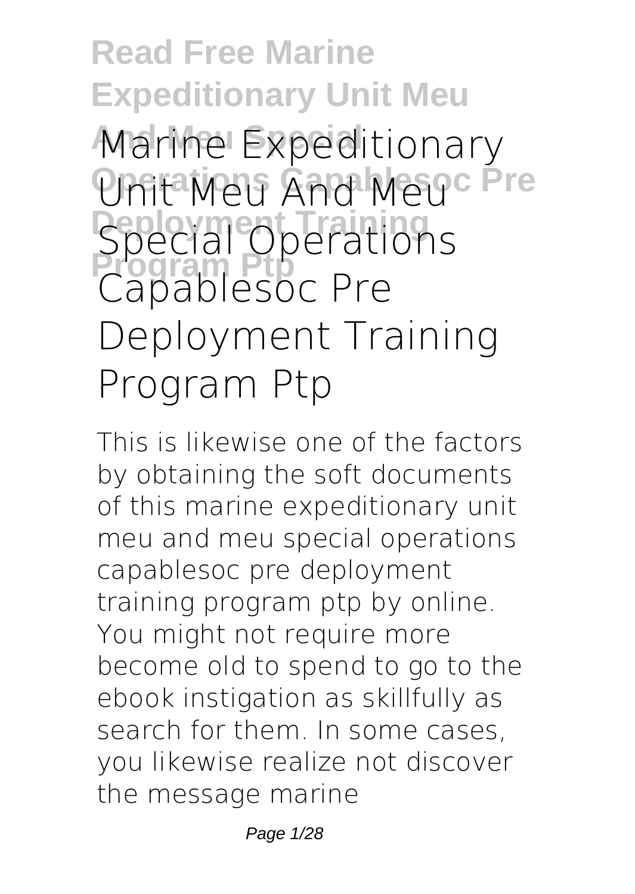# Marine Expeditionary Unit Meu And Meu Special Operations Capablesoc Pre Deployment Training Program Ptp

This is likewise one of the factors by obtaining the soft documents of this marine expeditionary unit meu and meu special operations capablesoc pre deployment training program ptp by online. You might not require more become old to spend to go to the ebook instigation as skillfully as search for them. In some cases, you likewise realize not discover the message marine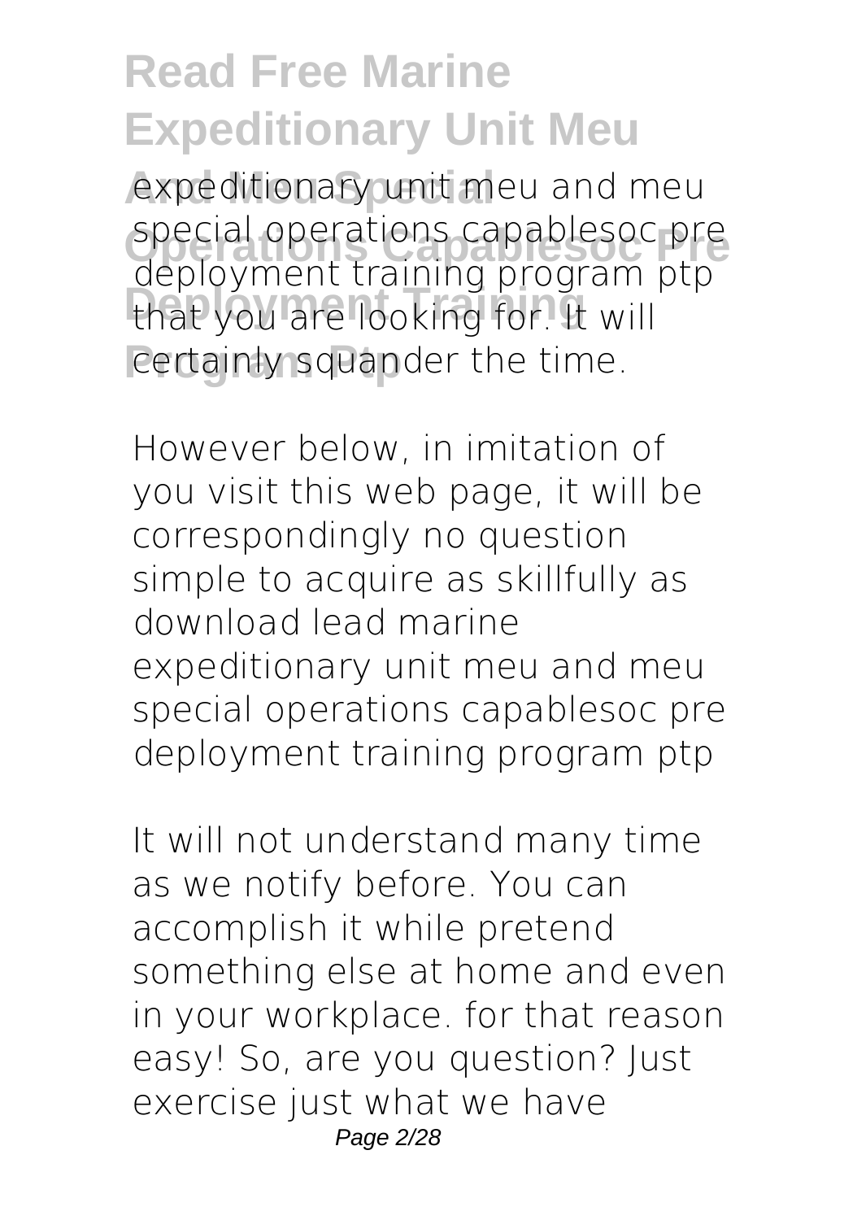expeditionary unit meu and meu special operations capablesoc pre deployment training program ptp that you are looking for. It will certainly squander the time.

However below, in imitation of you visit this web page, it will be correspondingly no question simple to acquire as skillfully as download lead marine expeditionary unit meu and meu special operations capablesoc pre deployment training program ptp

It will not understand many time as we notify before. You can accomplish it while pretend something else at home and even in your workplace. for that reason easy! So, are you question? Just exercise just what we have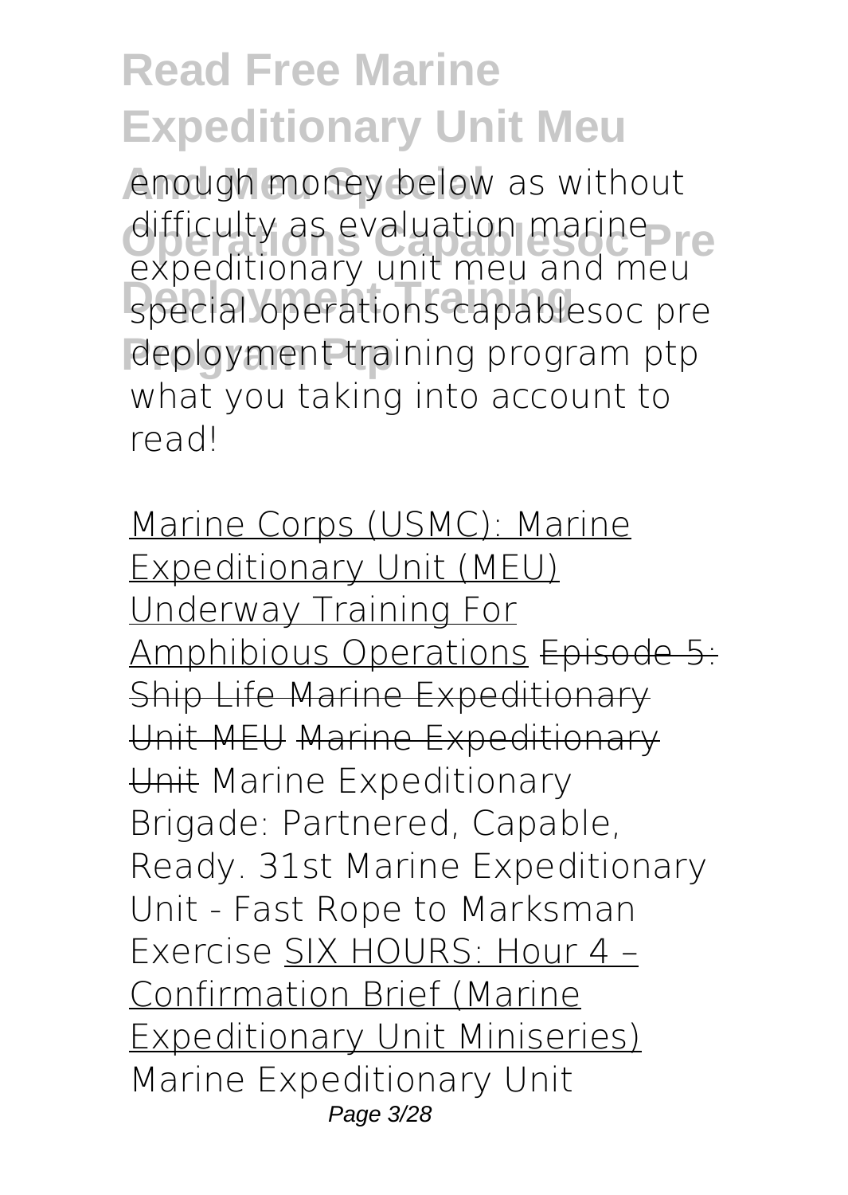enough money below as without difficulty as evaluation marine expeditionary unit meu and meu special operations capablesoc pre deployment training program ptp what you taking into account to read!

Marine Corps (USMC): Marine Expeditionary Unit (MEU) Underway Training For Amphibious Operations ~~Episode 5: Ship Life Marine Expeditionary Unit MEU~~ ~~Marine Expeditionary Unit~~ Marine Expeditionary Brigade: Partnered, Capable, Ready. 31st Marine Expeditionary Unit - Fast Rope to Marksman Exercise SIX HOURS: Hour 4 – Confirmation Brief (Marine Expeditionary Unit Miniseries) Marine Expeditionary Unit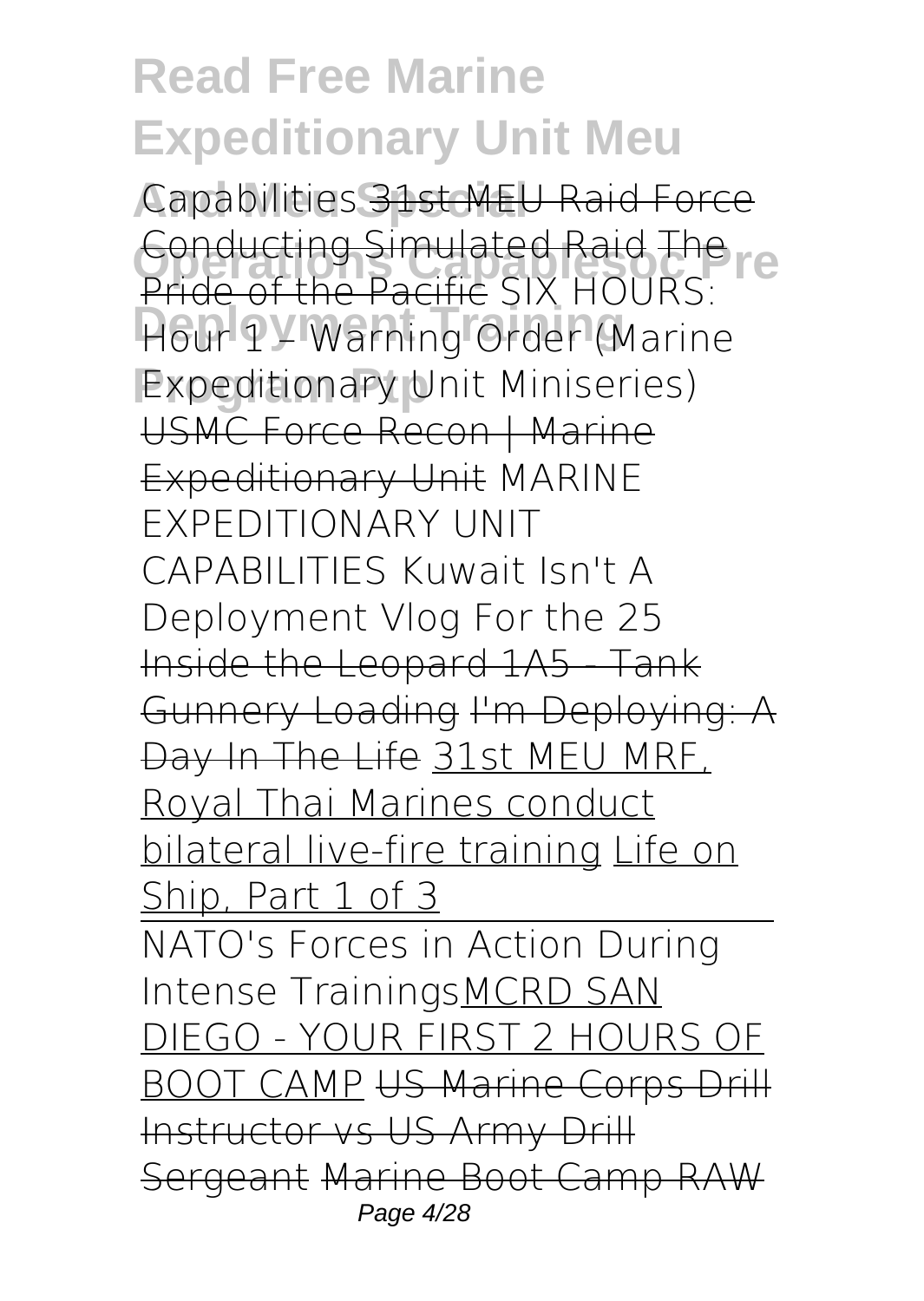Capabilities 31st MEU Raid Force Conducting Simulated Raid The Pride of the Pacific SIX HOURS: Hour 1 – Warning Order (Marine Expeditionary Unit Miniseries) USMC Force Recon | Marine Expeditionary Unit MARINE EXPEDITIONARY UNIT CAPABILITIES Kuwait Isn't A Deployment Vlog For the 25 Inside the Leopard 1A5 - Tank Gunnery Loading I'm Deploying: A Day In The Life 31st MEU MRF, Royal Thai Marines conduct bilateral live-fire training Life on Ship, Part 1 of 3

NATO's Forces in Action During Intense Trainings MCRD SAN DIEGO - YOUR FIRST 2 HOURS OF BOOT CAMP US Marine Corps Drill Instructor vs US Army Drill Sergeant Marine Boot Camp RAW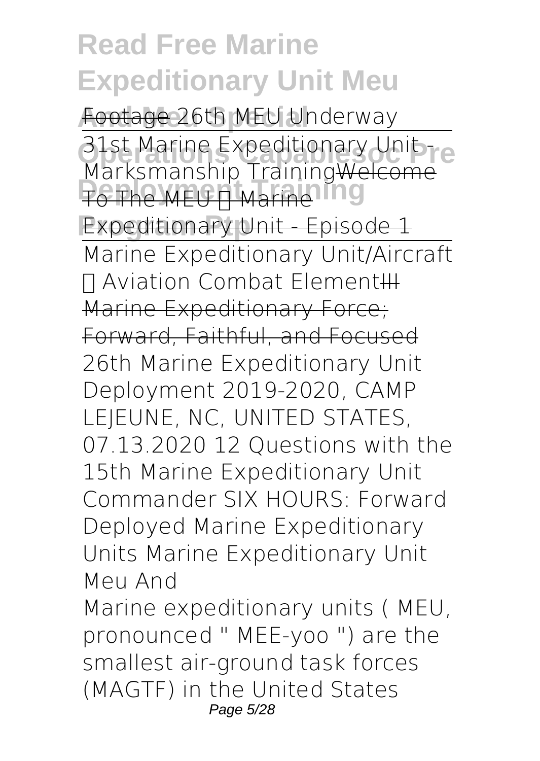Footage 26th MEU Underway

31st Marine Expeditionary Unit - Marksmanship Training Welcome To The MEU  Marine Expeditionary Unit - Episode 1

Marine Expeditionary Unit/Aircraft  Aviation Combat Element III Marine Expeditionary Force; Forward, Faithful, and Focused 26th Marine Expeditionary Unit Deployment 2019-2020, CAMP LEJEUNE, NC, UNITED STATES, 07.13.2020 12 Questions with the 15th Marine Expeditionary Unit Commander SIX HOURS: Forward Deployed Marine Expeditionary Units Marine Expeditionary Unit Meu And

Marine expeditionary units ( MEU, pronounced " MEE-yoo ") are the smallest air-ground task forces (MAGTF) in the United States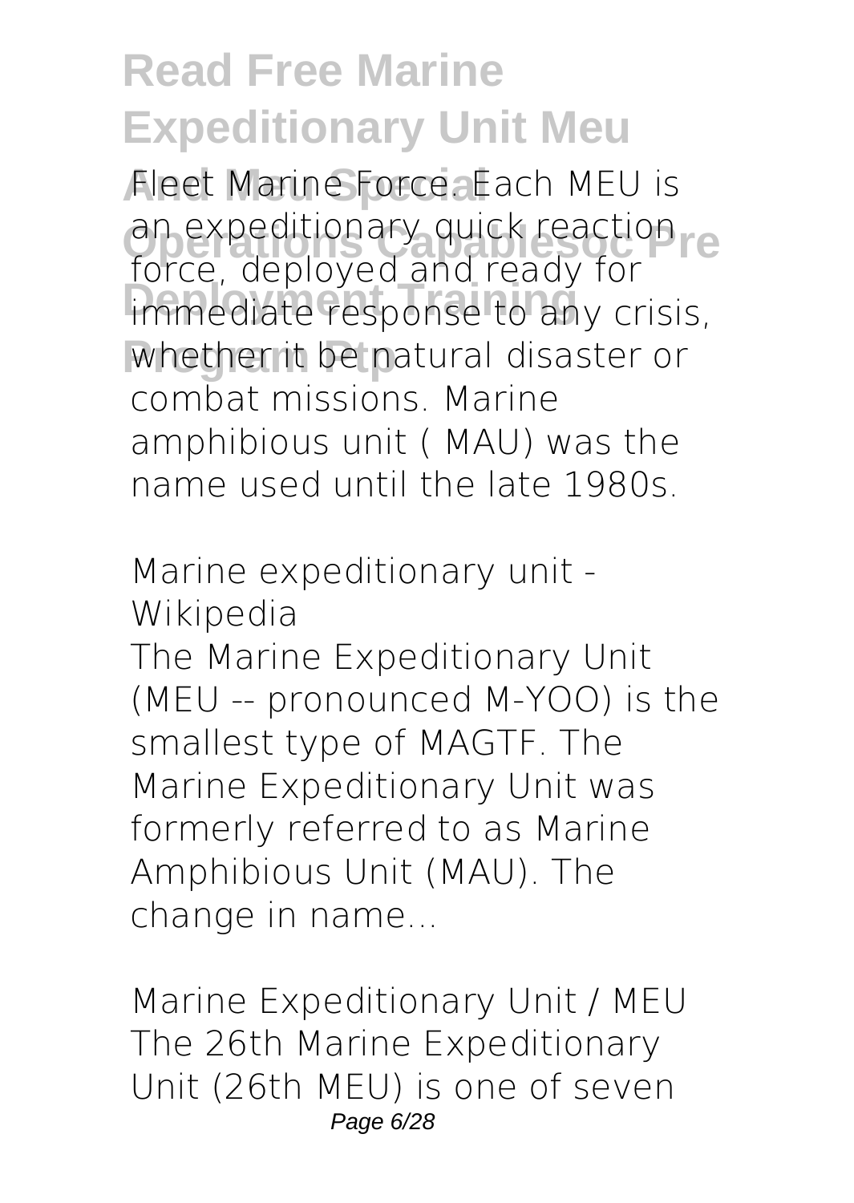Fleet Marine Force. Each MEU is an expeditionary quick reaction force, deployed and ready for immediate response to any crisis, whether it be natural disaster or combat missions. Marine amphibious unit ( MAU) was the name used until the late 1980s.

*Marine expeditionary unit - Wikipedia*

The Marine Expeditionary Unit (MEU -- pronounced M-YOO) is the smallest type of MAGTF. The Marine Expeditionary Unit was formerly referred to as Marine Amphibious Unit (MAU). The change in name...

*Marine Expeditionary Unit / MEU*

The 26th Marine Expeditionary Unit (26th MEU) is one of seven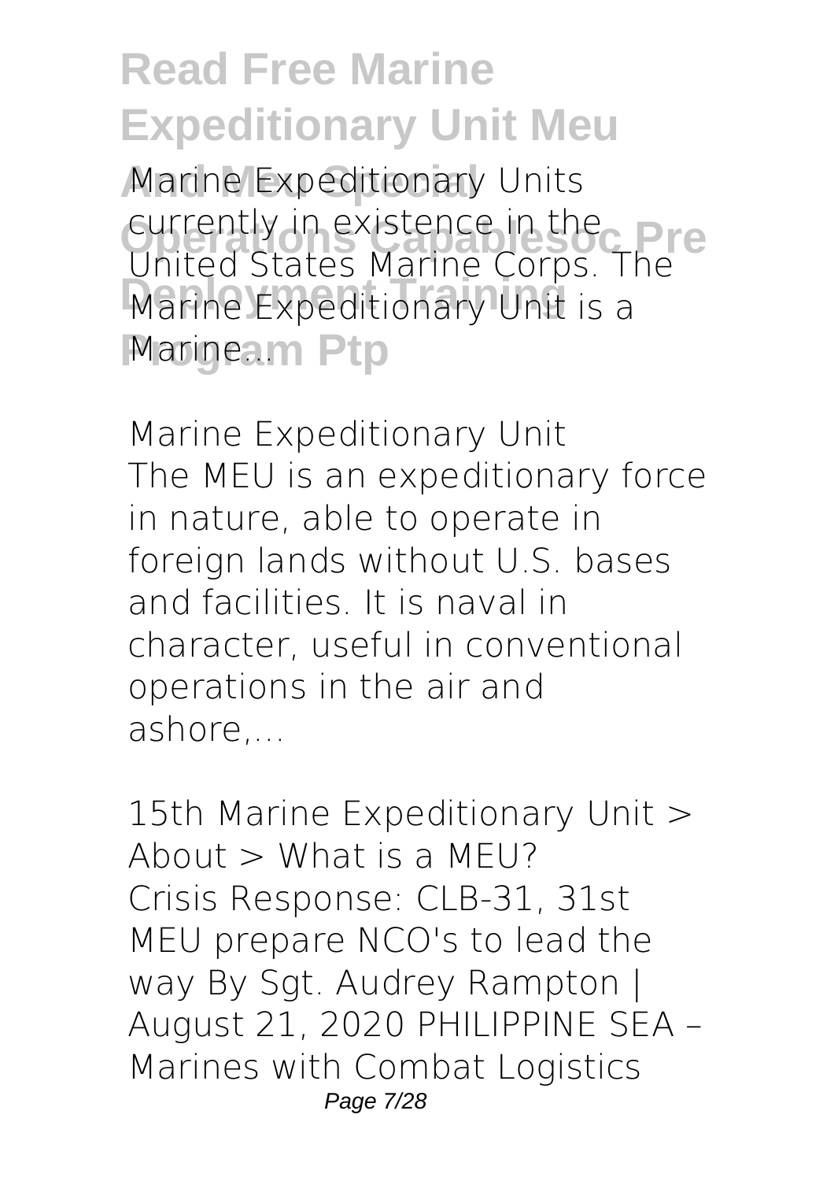Marine Expeditionary Units currently in existence in the United States Marine Corps. The Marine Expeditionary Unit is a Marine...

*Marine Expeditionary Unit*

The MEU is an expeditionary force in nature, able to operate in foreign lands without U.S. bases and facilities. It is naval in character, useful in conventional operations in the air and ashore,...

*15th Marine Expeditionary Unit > About > What is a MEU?*

Crisis Response: CLB-31, 31st MEU prepare NCO's to lead the way By Sgt. Audrey Rampton | August 21, 2020 PHILIPPINE SEA – Marines with Combat Logistics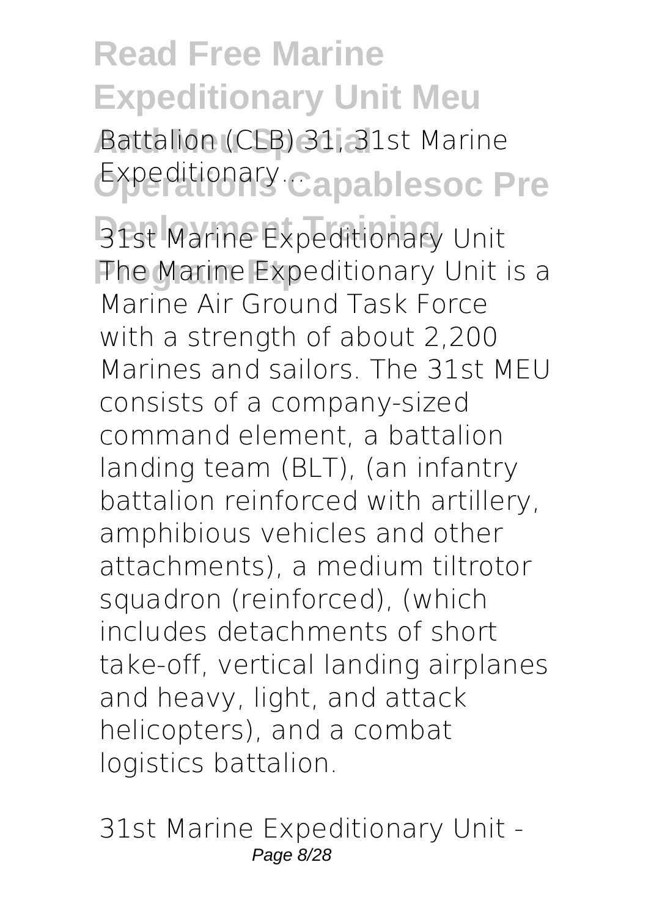Battalion (CLB) 31, 31st Marine Expeditionary ...

*31st Marine Expeditionary Unit*

The Marine Expeditionary Unit is a Marine Air Ground Task Force with a strength of about 2,200 Marines and sailors. The 31st MEU consists of a company-sized command element, a battalion landing team (BLT), (an infantry battalion reinforced with artillery, amphibious vehicles and other attachments), a medium tiltrotor squadron (reinforced), (which includes detachments of short take-off, vertical landing airplanes and heavy, light, and attack helicopters), and a combat logistics battalion.

*31st Marine Expeditionary Unit -*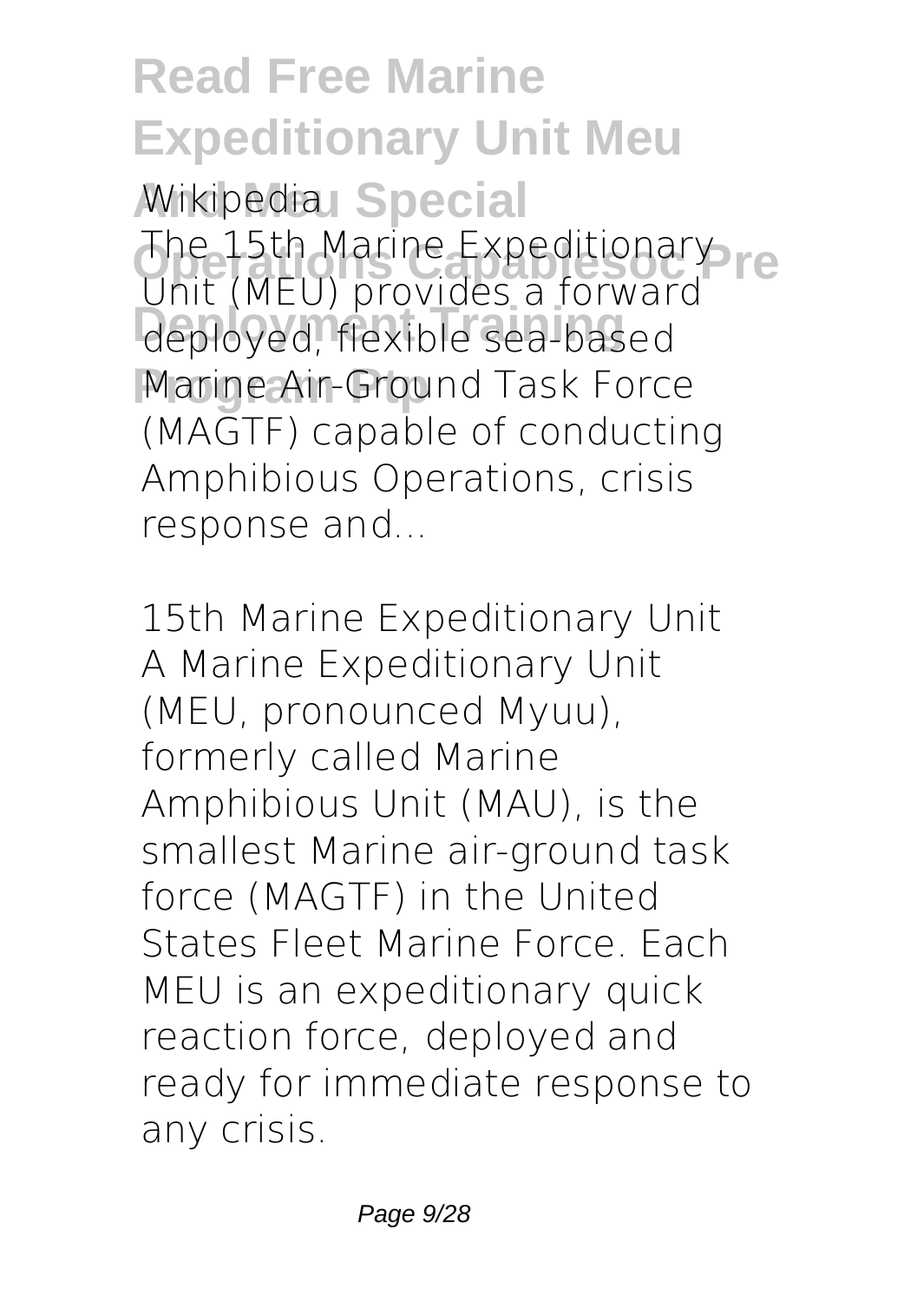Wikipedia

The 15th Marine Expeditionary Unit (MEU) provides a forward deployed, flexible sea-based Marine Air-Ground Task Force (MAGTF) capable of conducting Amphibious Operations, crisis response and...

**15th Marine Expeditionary Unit**

A Marine Expeditionary Unit (MEU, pronounced Myuu), formerly called Marine Amphibious Unit (MAU), is the smallest Marine air-ground task force (MAGTF) in the United States Fleet Marine Force. Each MEU is an expeditionary quick reaction force, deployed and ready for immediate response to any crisis.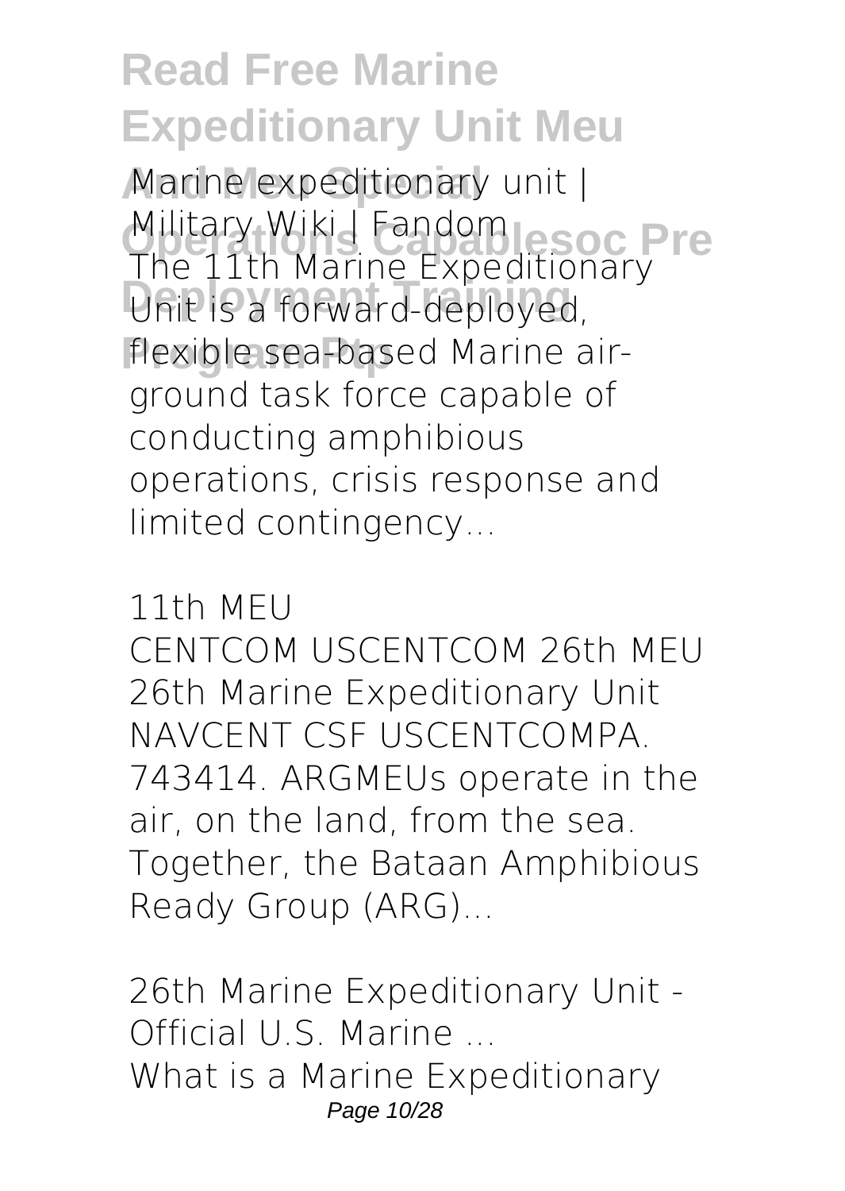Marine expeditionary unit | Military Wiki | Fandom

The 11th Marine Expeditionary Unit is a forward-deployed, flexible sea-based Marine air-ground task force capable of conducting amphibious operations, crisis response and limited contingency...

11th MEU

CENTCOM USCENTCOM 26th MEU 26th Marine Expeditionary Unit NAVCENT CSF USCENTCOMPA. 743414. ARGMEUs operate in the air, on the land, from the sea. Together, the Bataan Amphibious Ready Group (ARG)...

26th Marine Expeditionary Unit - Official U.S. Marine ...

What is a Marine Expeditionary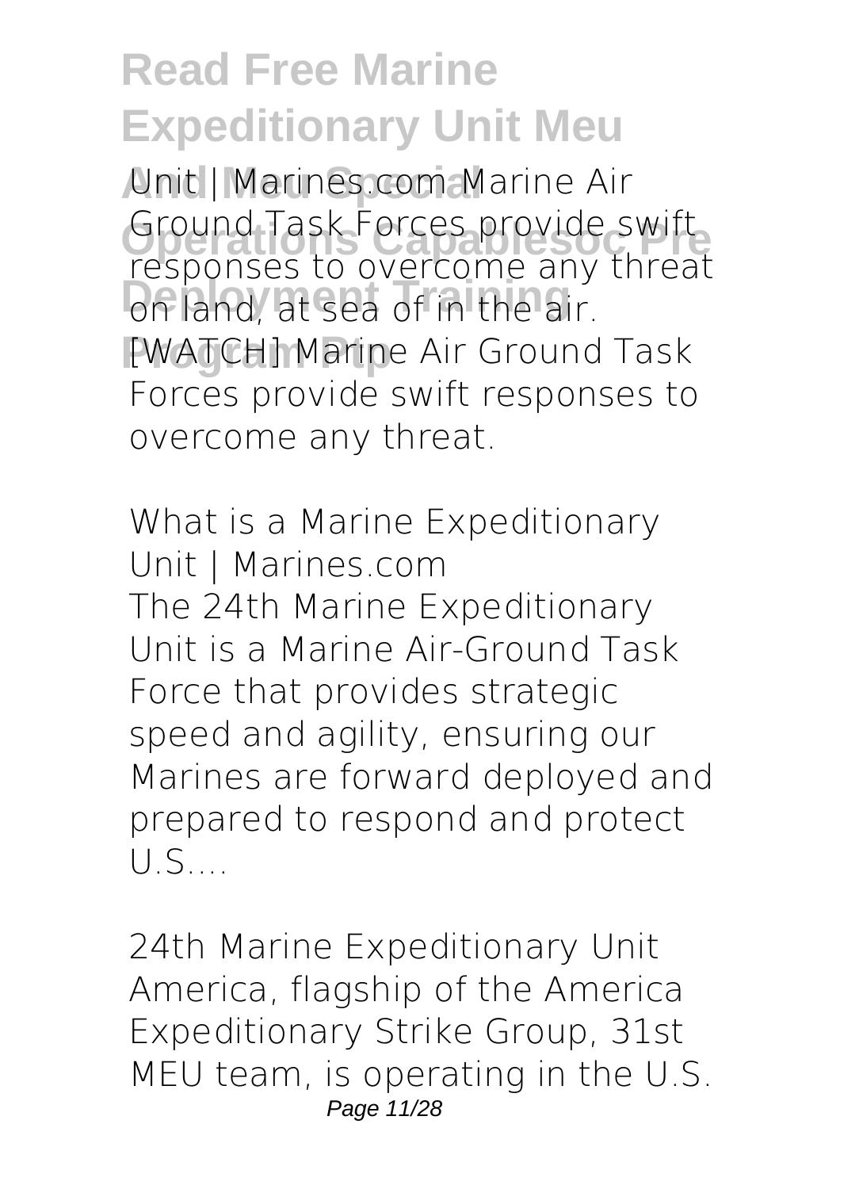Unit | Marines.com Marine Air Ground Task Forces provide swift responses to overcome any threat on land, at sea of in the air. [WATCH] Marine Air Ground Task Forces provide swift responses to overcome any threat.

**What is a Marine Expeditionary Unit | Marines.com**

The 24th Marine Expeditionary Unit is a Marine Air-Ground Task Force that provides strategic speed and agility, ensuring our Marines are forward deployed and prepared to respond and protect U.S....

**24th Marine Expeditionary Unit**

America, flagship of the America Expeditionary Strike Group, 31st MEU team, is operating in the U.S.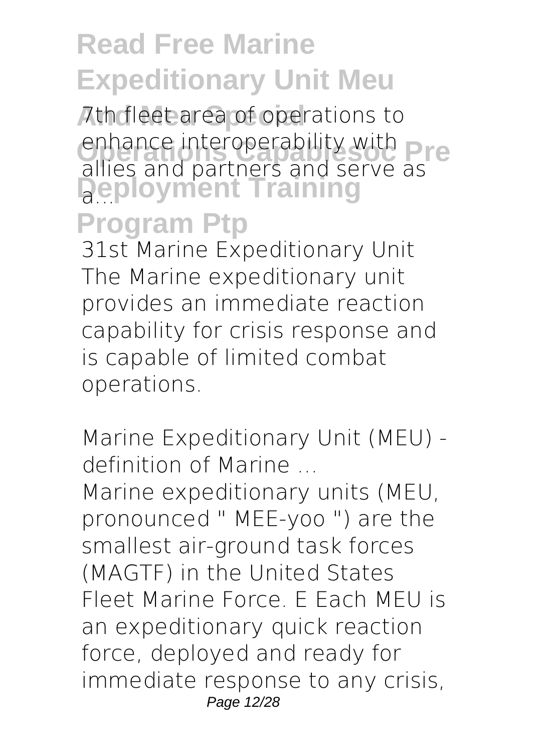7th fleet area of operations to enhance interoperability with allies and partners and serve as a...

**31st Marine Expeditionary Unit**

The Marine expeditionary unit provides an immediate reaction capability for crisis response and is capable of limited combat operations.

**Marine Expeditionary Unit (MEU) - definition of Marine ...**

Marine expeditionary units (MEU, pronounced " MEE-yoo ") are the smallest air-ground task forces (MAGTF) in the United States Fleet Marine Force. E Each MEU is an expeditionary quick reaction force, deployed and ready for immediate response to any crisis,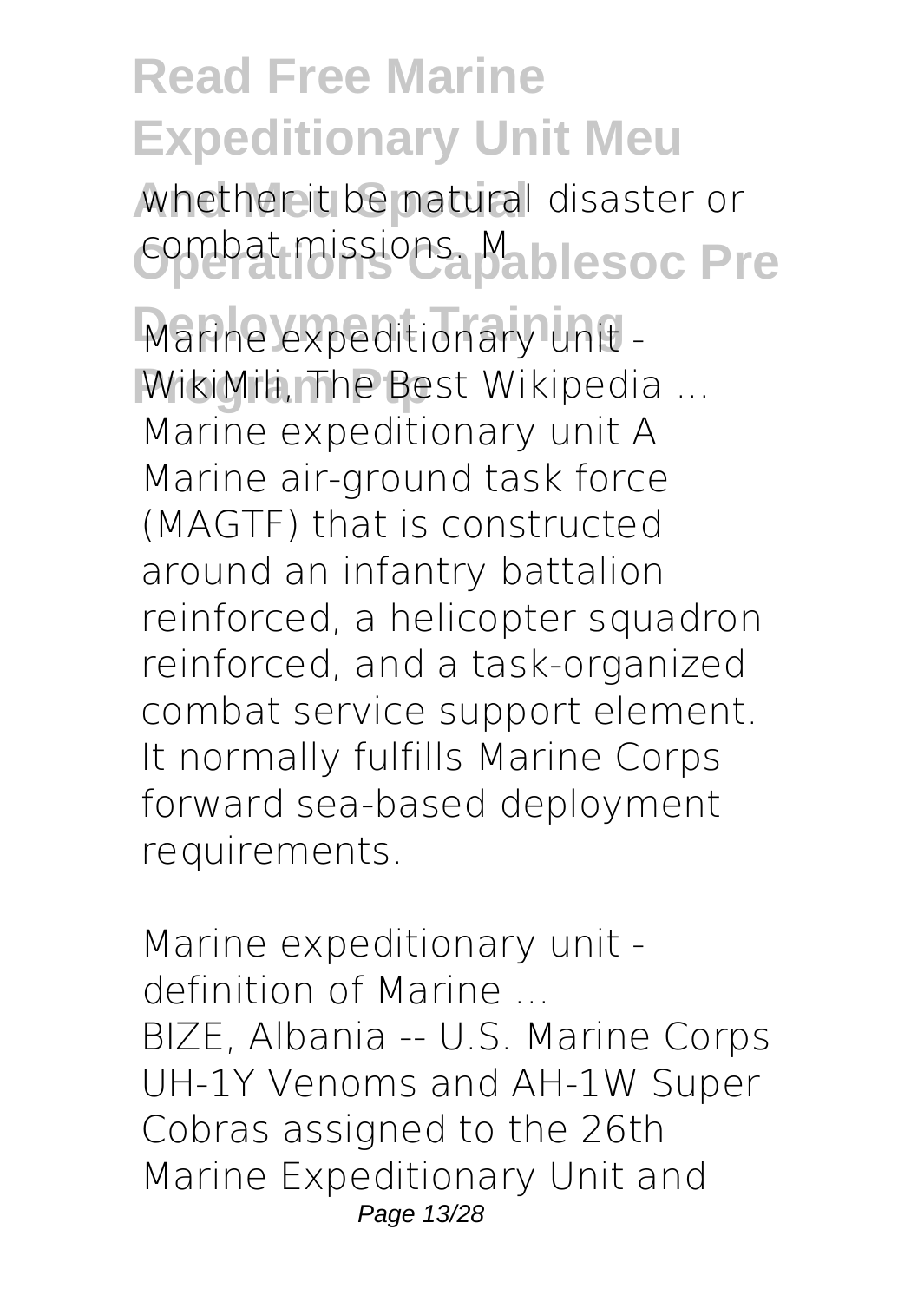whether it be natural disaster or combat missions. M

**Marine expeditionary unit - WikiMili, The Best Wikipedia ...**

Marine expeditionary unit A Marine air-ground task force (MAGTF) that is constructed around an infantry battalion reinforced, a helicopter squadron reinforced, and a task-organized combat service support element. It normally fulfills Marine Corps forward sea-based deployment requirements.

**Marine expeditionary unit - definition of Marine ...**

BIZE, Albania -- U.S. Marine Corps UH-1Y Venoms and AH-1W Super Cobras assigned to the 26th Marine Expeditionary Unit and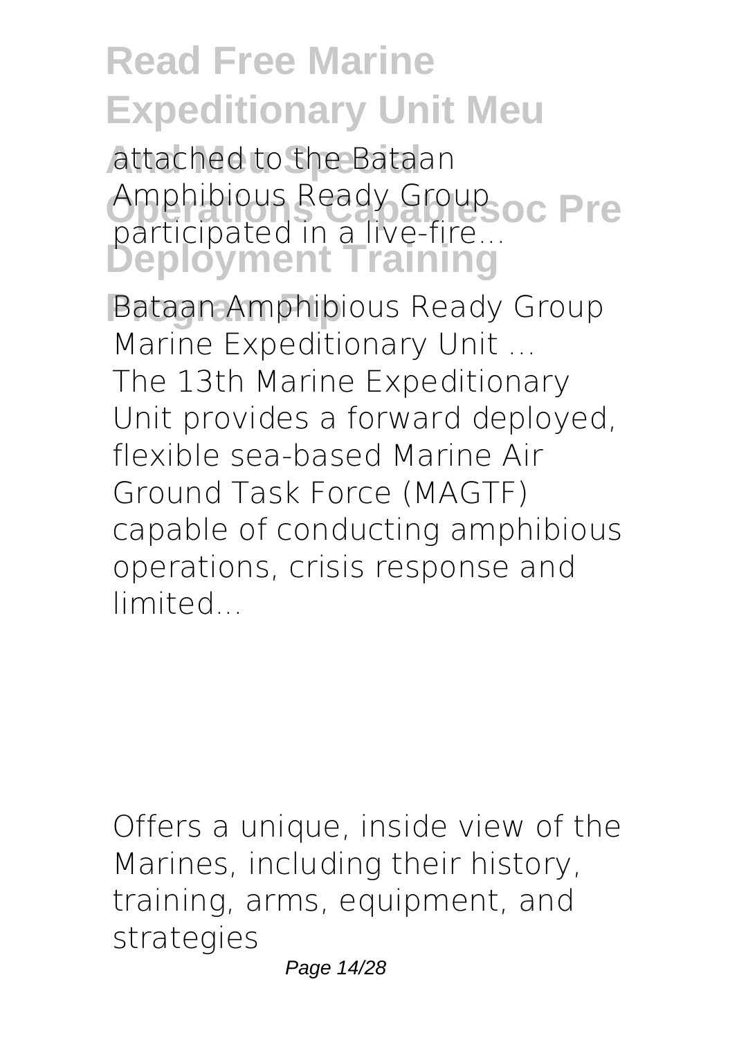attached to the Bataan Amphibious Ready Group participated in a live-fire...

**Bataan Amphibious Ready Group Marine Expeditionary Unit ...**

The 13th Marine Expeditionary Unit provides a forward deployed, flexible sea-based Marine Air Ground Task Force (MAGTF) capable of conducting amphibious operations, crisis response and limited...

Offers a unique, inside view of the Marines, including their history, training, arms, equipment, and strategies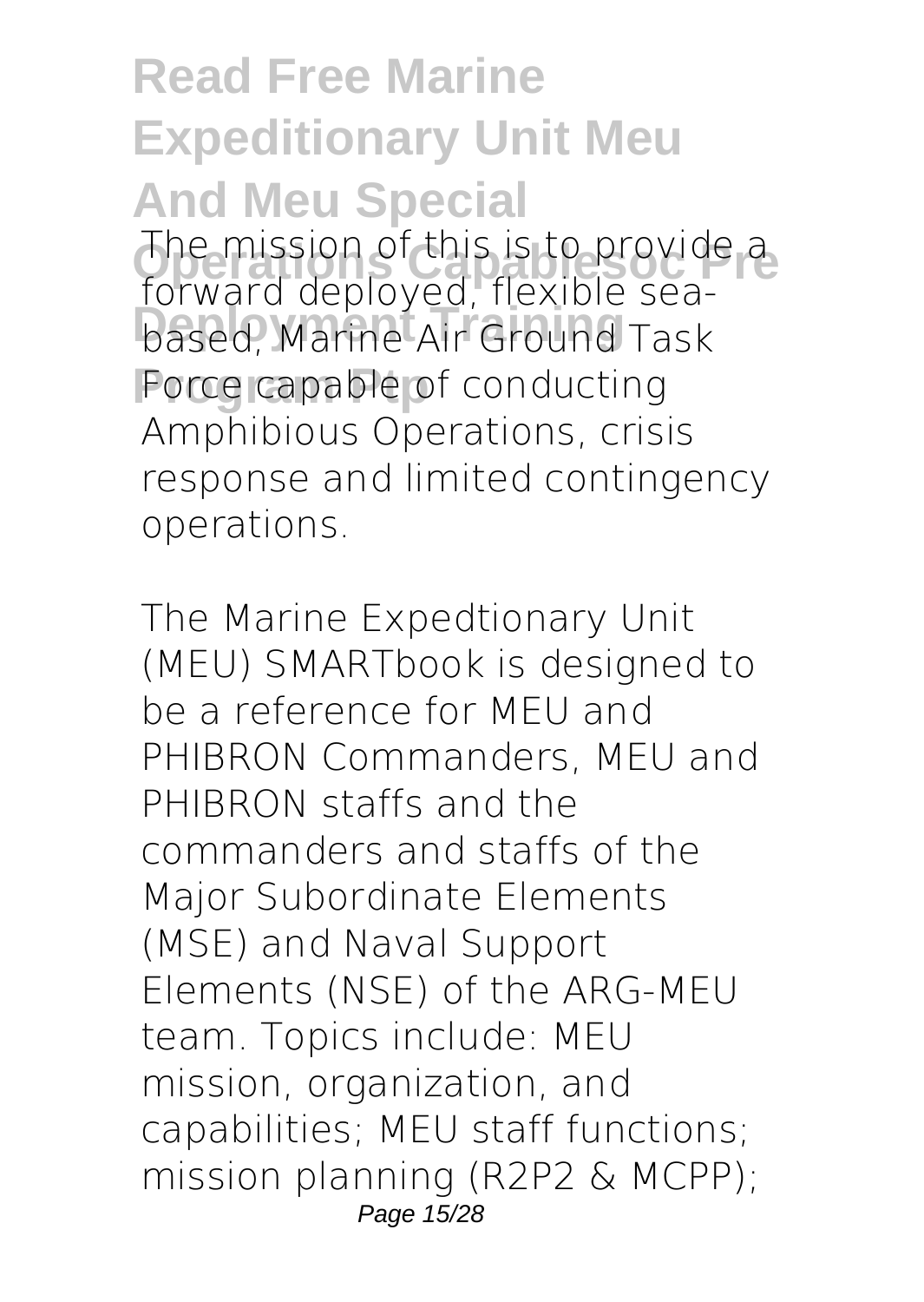The mission of this is to provide a forward deployed, flexible sea-based, Marine Air Ground Task Force capable of conducting Amphibious Operations, crisis response and limited contingency operations.

The Marine Expedtionary Unit (MEU) SMARTbook is designed to be a reference for MEU and PHIBRON Commanders, MEU and PHIBRON staffs and the commanders and staffs of the Major Subordinate Elements (MSE) and Naval Support Elements (NSE) of the ARG-MEU team. Topics include: MEU mission, organization, and capabilities; MEU staff functions; mission planning (R2P2 & MCPP);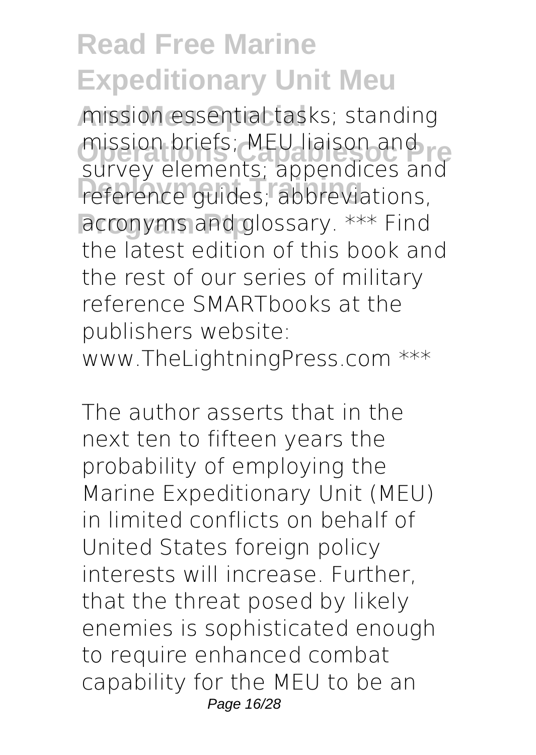mission essential tasks; standing mission briefs; MEU liaison and survey elements; appendices and reference guides; abbreviations, acronyms and glossary. *** Find the latest edition of this book and the rest of our series of military reference SMARTbooks at the publishers website: www.TheLightningPress.com ***

The author asserts that in the next ten to fifteen years the probability of employing the Marine Expeditionary Unit (MEU) in limited conflicts on behalf of United States foreign policy interests will increase. Further, that the threat posed by likely enemies is sophisticated enough to require enhanced combat capability for the MEU to be an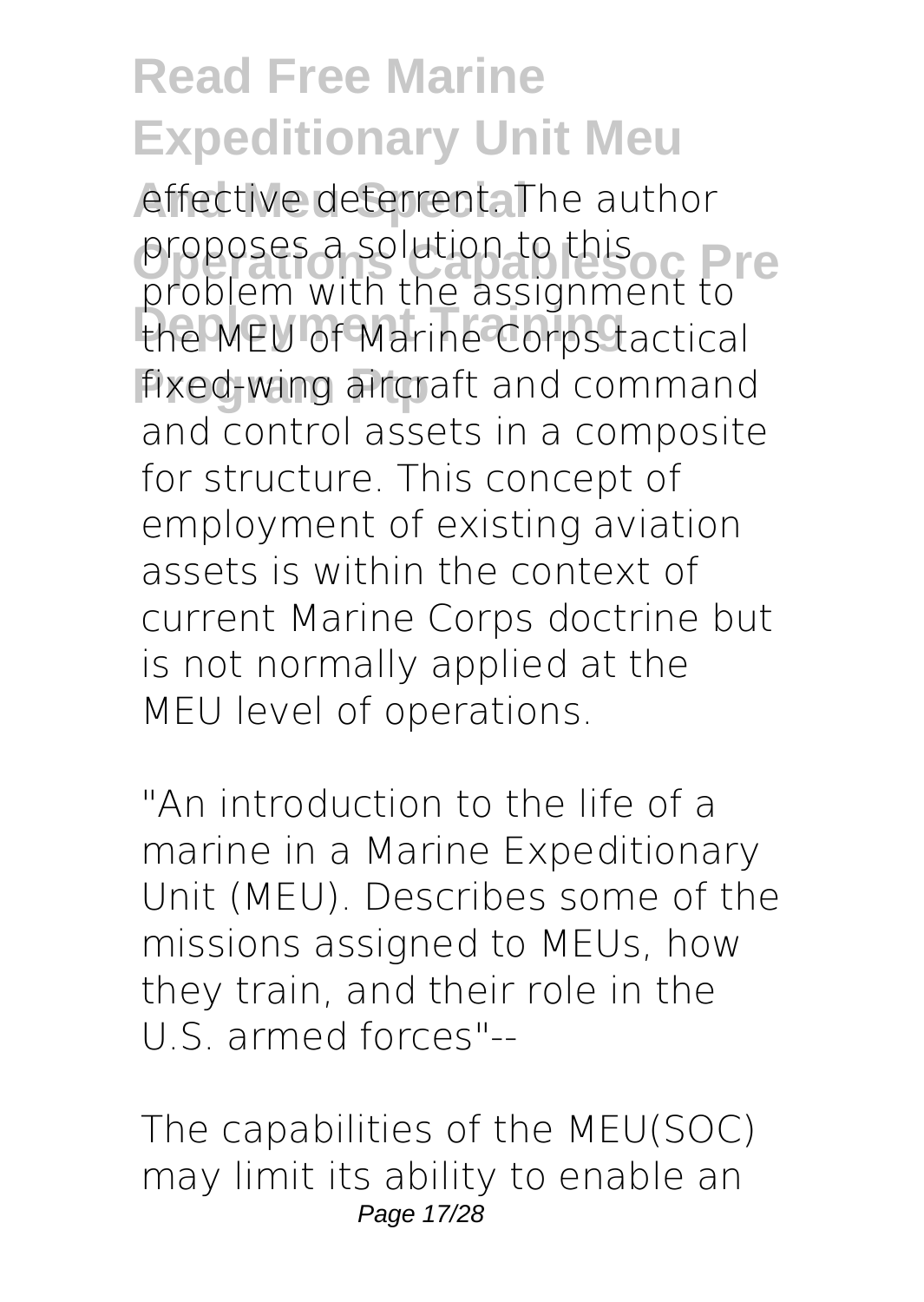effective deterrent. The author proposes a solution to this problem with the assignment to the MEU of Marine Corps tactical fixed-wing aircraft and command and control assets in a composite for structure. This concept of employment of existing aviation assets is within the context of current Marine Corps doctrine but is not normally applied at the MEU level of operations.

"An introduction to the life of a marine in a Marine Expeditionary Unit (MEU). Describes some of the missions assigned to MEUs, how they train, and their role in the U.S. armed forces"--

The capabilities of the MEU(SOC) may limit its ability to enable an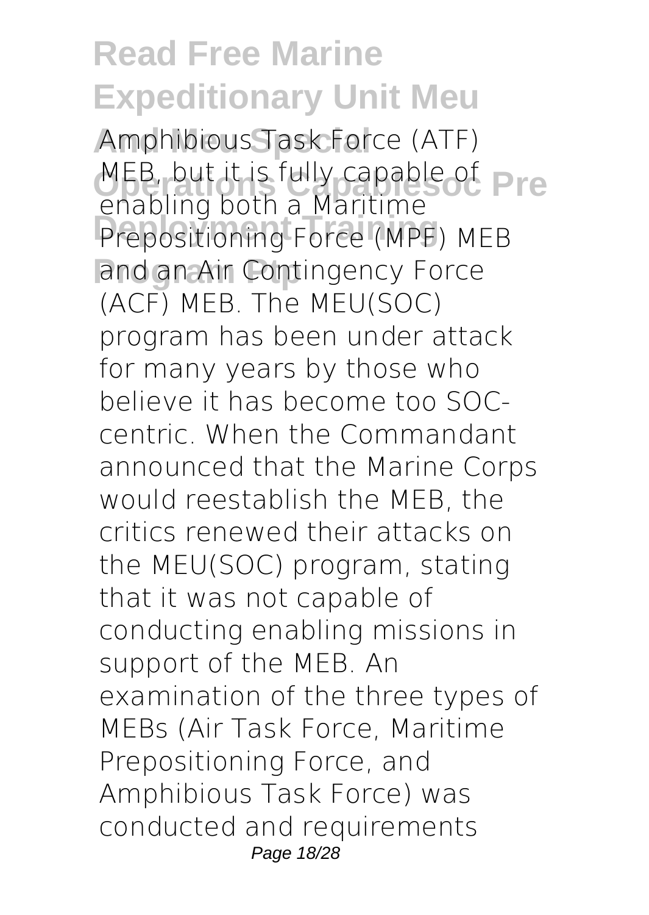Amphibious Task Force (ATF) MEB, but it is fully capable of enabling both a Maritime Prepositioning Force (MPF) MEB and an Air Contingency Force (ACF) MEB. The MEU(SOC) program has been under attack for many years by those who believe it has become too SOC-centric. When the Commandant announced that the Marine Corps would reestablish the MEB, the critics renewed their attacks on the MEU(SOC) program, stating that it was not capable of conducting enabling missions in support of the MEB. An examination of the three types of MEBs (Air Task Force, Maritime Prepositioning Force, and Amphibious Task Force) was conducted and requirements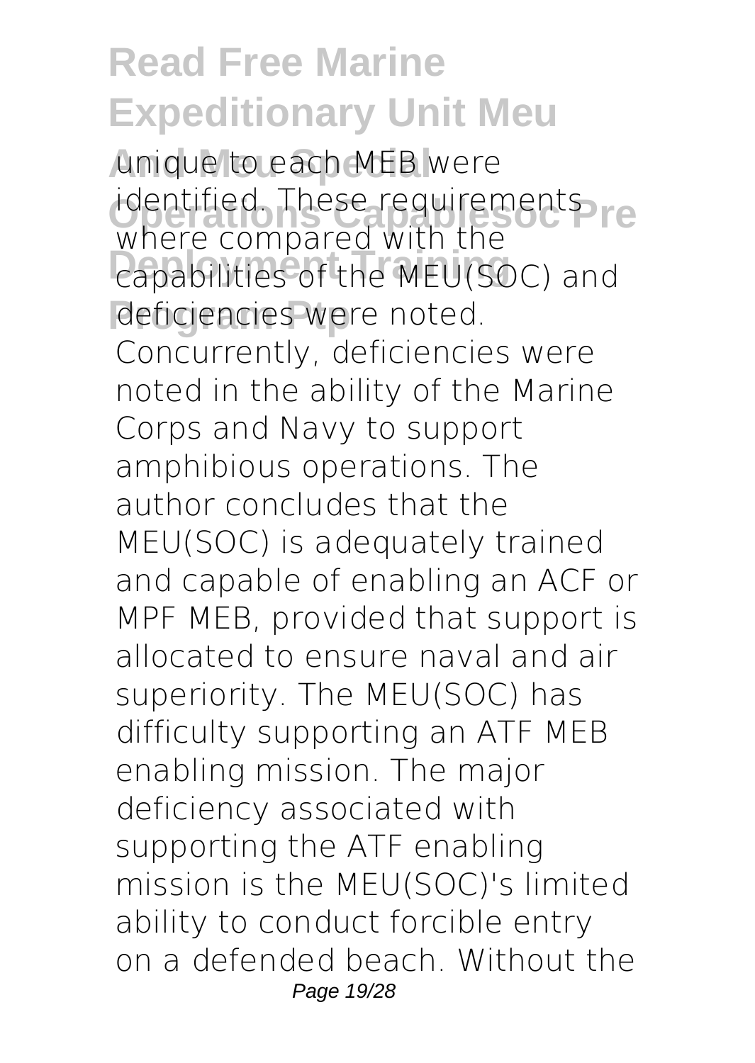unique to each MEB were identified. These requirements where compared with the capabilities of the MEU(SOC) and deficiencies were noted. Concurrently, deficiencies were noted in the ability of the Marine Corps and Navy to support amphibious operations. The author concludes that the MEU(SOC) is adequately trained and capable of enabling an ACF or MPF MEB, provided that support is allocated to ensure naval and air superiority. The MEU(SOC) has difficulty supporting an ATF MEB enabling mission. The major deficiency associated with supporting the ATF enabling mission is the MEU(SOC)'s limited ability to conduct forcible entry on a defended beach. Without the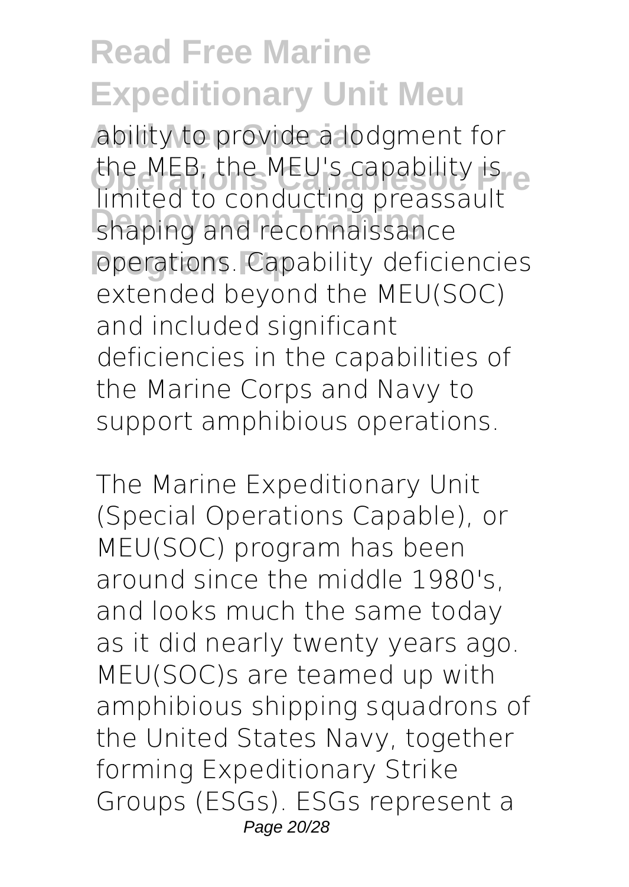ability to provide a lodgment for the MEB, the MEU's capability is limited to conducting preassault shaping and reconnaissance operations. Capability deficiencies extended beyond the MEU(SOC) and included significant deficiencies in the capabilities of the Marine Corps and Navy to support amphibious operations.

The Marine Expeditionary Unit (Special Operations Capable), or MEU(SOC) program has been around since the middle 1980's, and looks much the same today as it did nearly twenty years ago. MEU(SOC)s are teamed up with amphibious shipping squadrons of the United States Navy, together forming Expeditionary Strike Groups (ESGs). ESGs represent a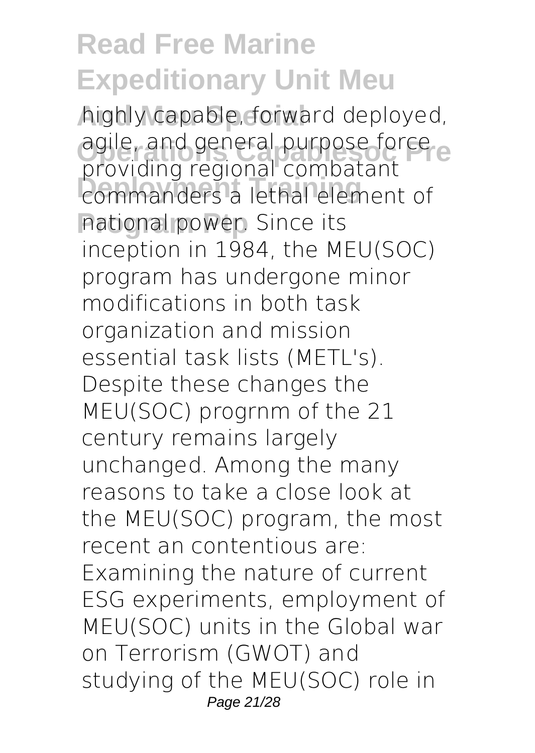highly capable, forward deployed, agile, and general purpose force providing regional combatant commanders a lethal element of national power. Since its inception in 1984, the MEU(SOC) program has undergone minor modifications in both task organization and mission essential task lists (METL's). Despite these changes the MEU(SOC) progrnm of the 21 century remains largely unchanged. Among the many reasons to take a close look at the MEU(SOC) program, the most recent an contentious are: Examining the nature of current ESG experiments, employment of MEU(SOC) units in the Global war on Terrorism (GWOT) and studying of the MEU(SOC) role in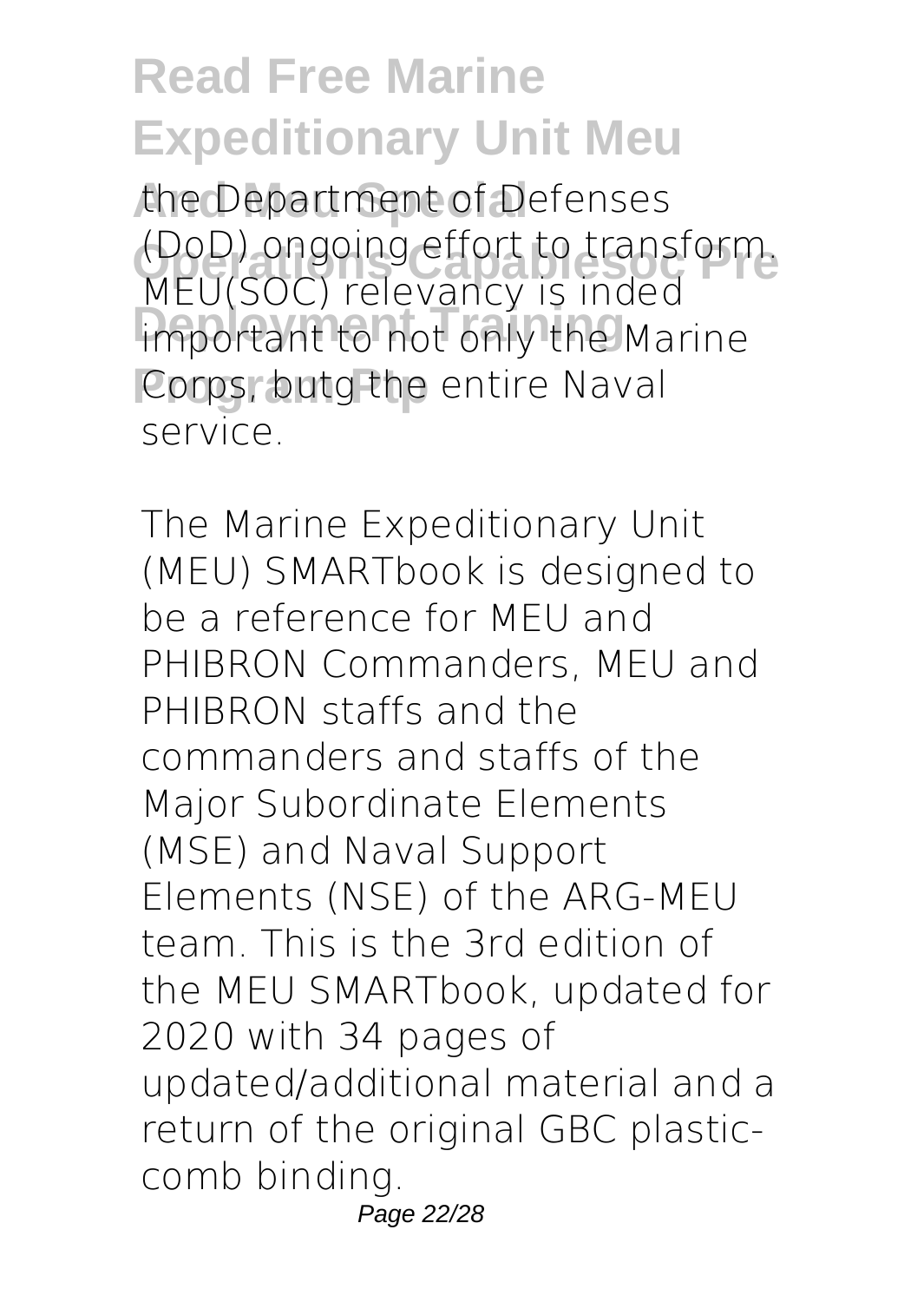the Department of Defenses (DoD) ongoing effort to transform. MEU(SOC) relevancy is inded important to not only the Marine Corps, butg the entire Naval service.

The Marine Expeditionary Unit (MEU) SMARTbook is designed to be a reference for MEU and PHIBRON Commanders, MEU and PHIBRON staffs and the commanders and staffs of the Major Subordinate Elements (MSE) and Naval Support Elements (NSE) of the ARG-MEU team. This is the 3rd edition of the MEU SMARTbook, updated for 2020 with 34 pages of updated/additional material and a return of the original GBC plastic-comb binding.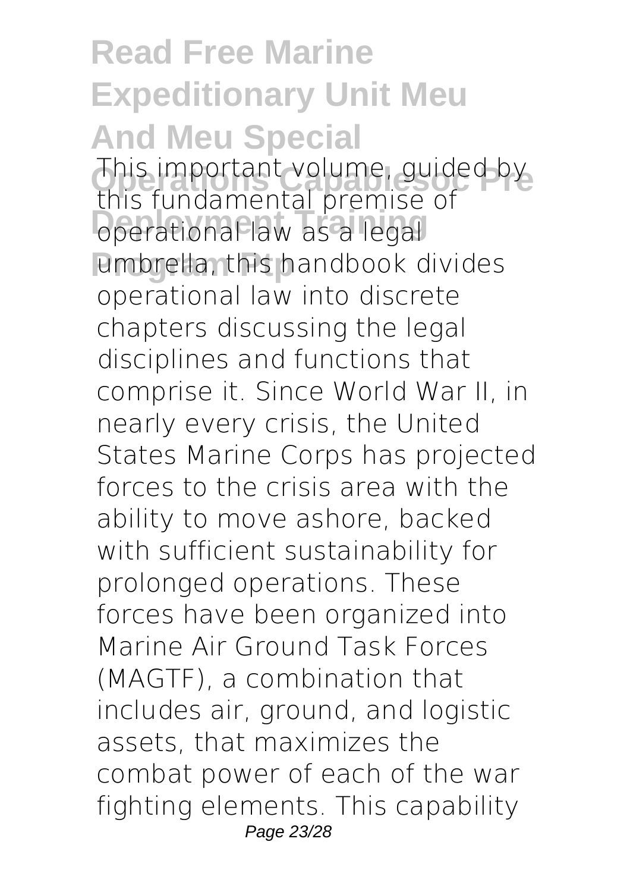This important volume, guided by this fundamental premise of operational law as a legal umbrella, this handbook divides operational law into discrete chapters discussing the legal disciplines and functions that comprise it. Since World War II, in nearly every crisis, the United States Marine Corps has projected forces to the crisis area with the ability to move ashore, backed with sufficient sustainability for prolonged operations. These forces have been organized into Marine Air Ground Task Forces (MAGTF), a combination that includes air, ground, and logistic assets, that maximizes the combat power of each of the war fighting elements. This capability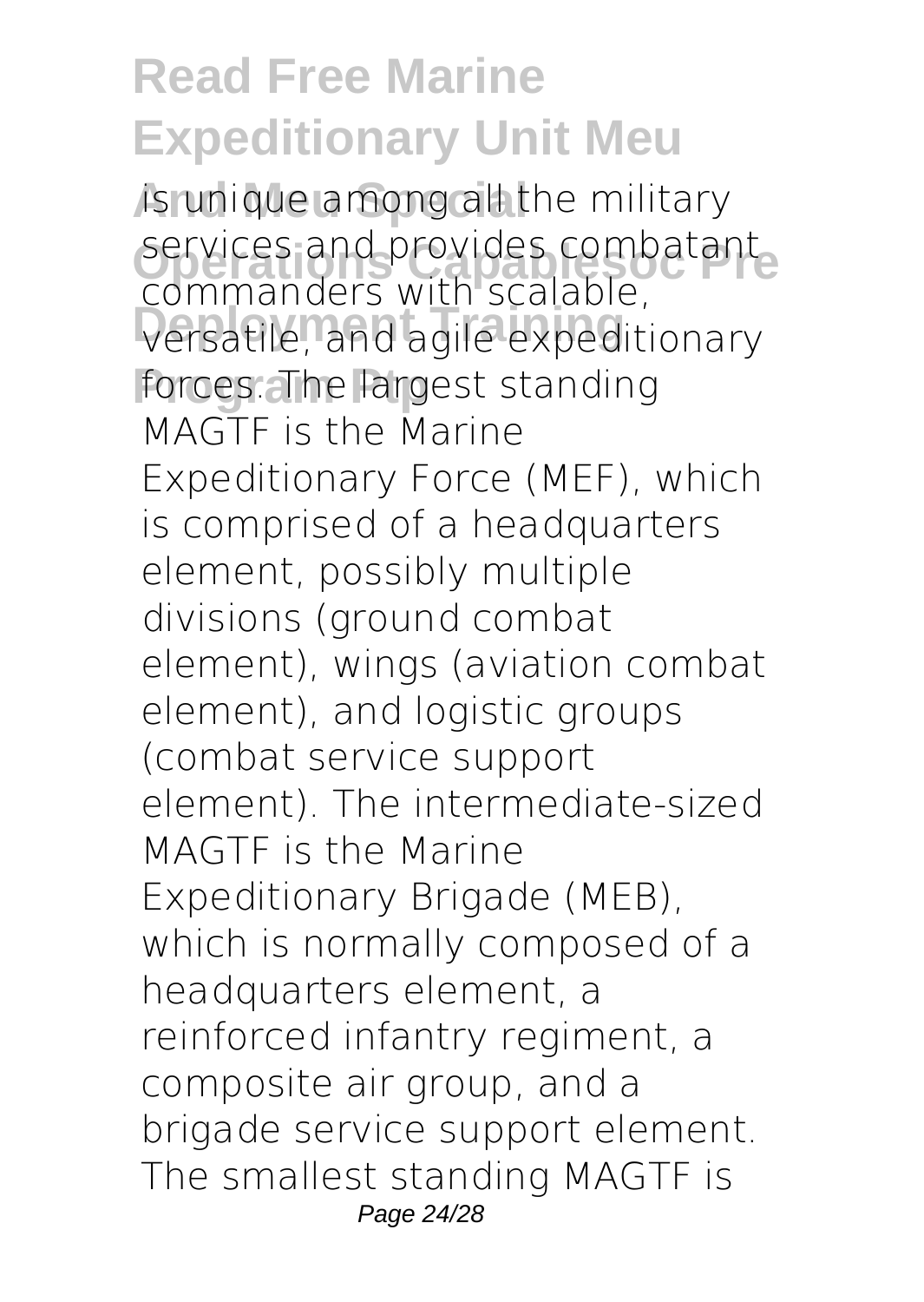is unique among all the military services and provides combatant commanders with scalable, versatile, and agile expeditionary forces. The largest standing MAGTF is the Marine Expeditionary Force (MEF), which is comprised of a headquarters element, possibly multiple divisions (ground combat element), wings (aviation combat element), and logistic groups (combat service support element). The intermediate-sized MAGTF is the Marine Expeditionary Brigade (MEB), which is normally composed of a headquarters element, a reinforced infantry regiment, a composite air group, and a brigade service support element. The smallest standing MAGTF is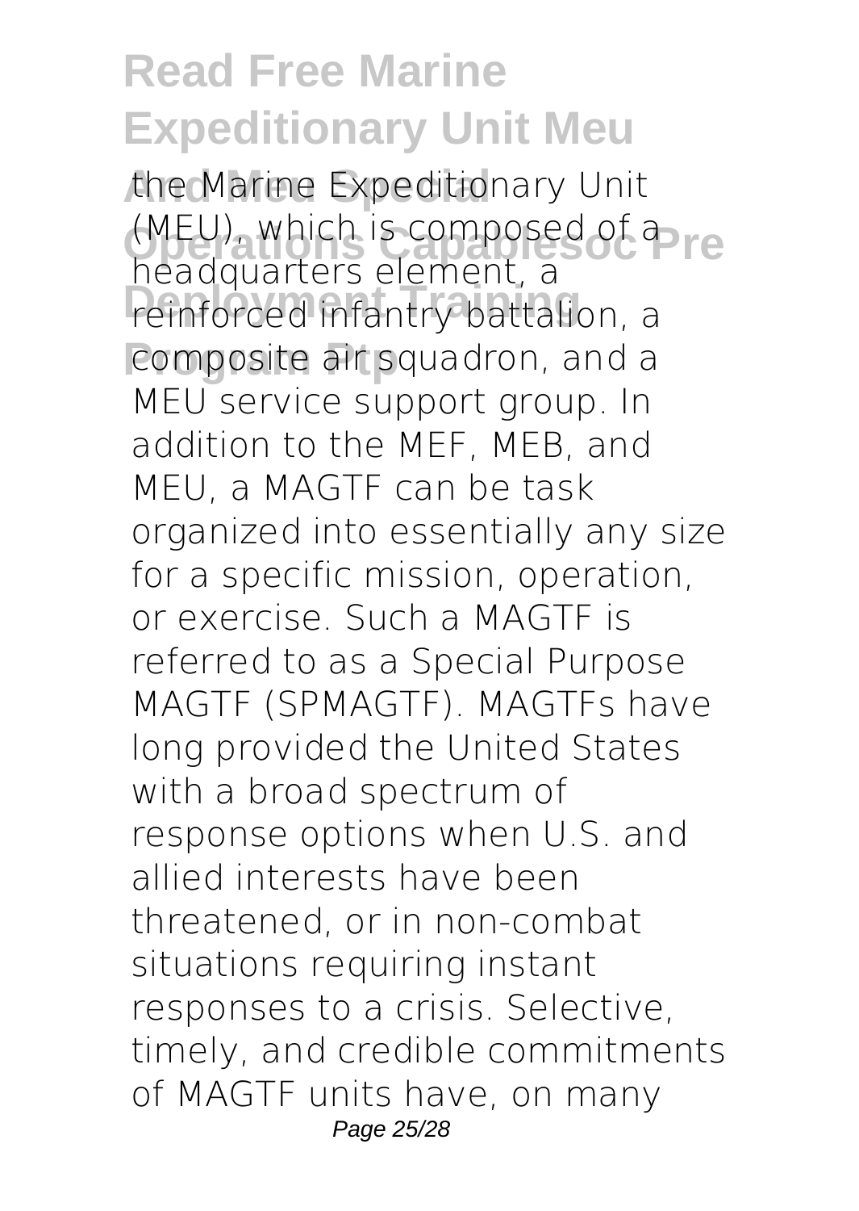the Marine Expeditionary Unit (MEU), which is composed of a headquarters element, a reinforced infantry battalion, a composite air squadron, and a MEU service support group. In addition to the MEF, MEB, and MEU, a MAGTF can be task organized into essentially any size for a specific mission, operation, or exercise. Such a MAGTF is referred to as a Special Purpose MAGTF (SPMAGTF). MAGTFs have long provided the United States with a broad spectrum of response options when U.S. and allied interests have been threatened, or in non-combat situations requiring instant responses to a crisis. Selective, timely, and credible commitments of MAGTF units have, on many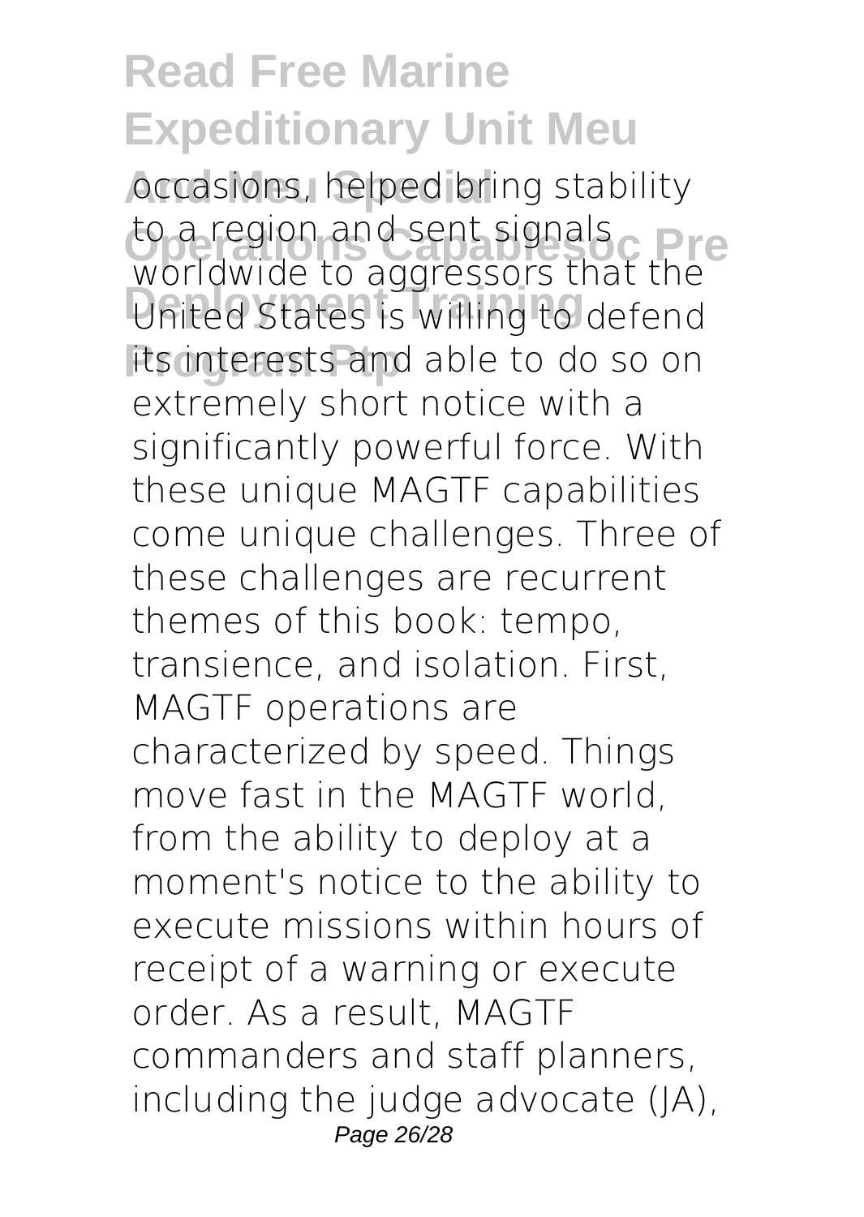occasions, helped bring stability to a region and sent signals worldwide to aggressors that the United States is willing to defend its interests and able to do so on extremely short notice with a significantly powerful force. With these unique MAGTF capabilities come unique challenges. Three of these challenges are recurrent themes of this book: tempo, transience, and isolation. First, MAGTF operations are characterized by speed. Things move fast in the MAGTF world, from the ability to deploy at a moment's notice to the ability to execute missions within hours of receipt of a warning or execute order. As a result, MAGTF commanders and staff planners, including the judge advocate (JA),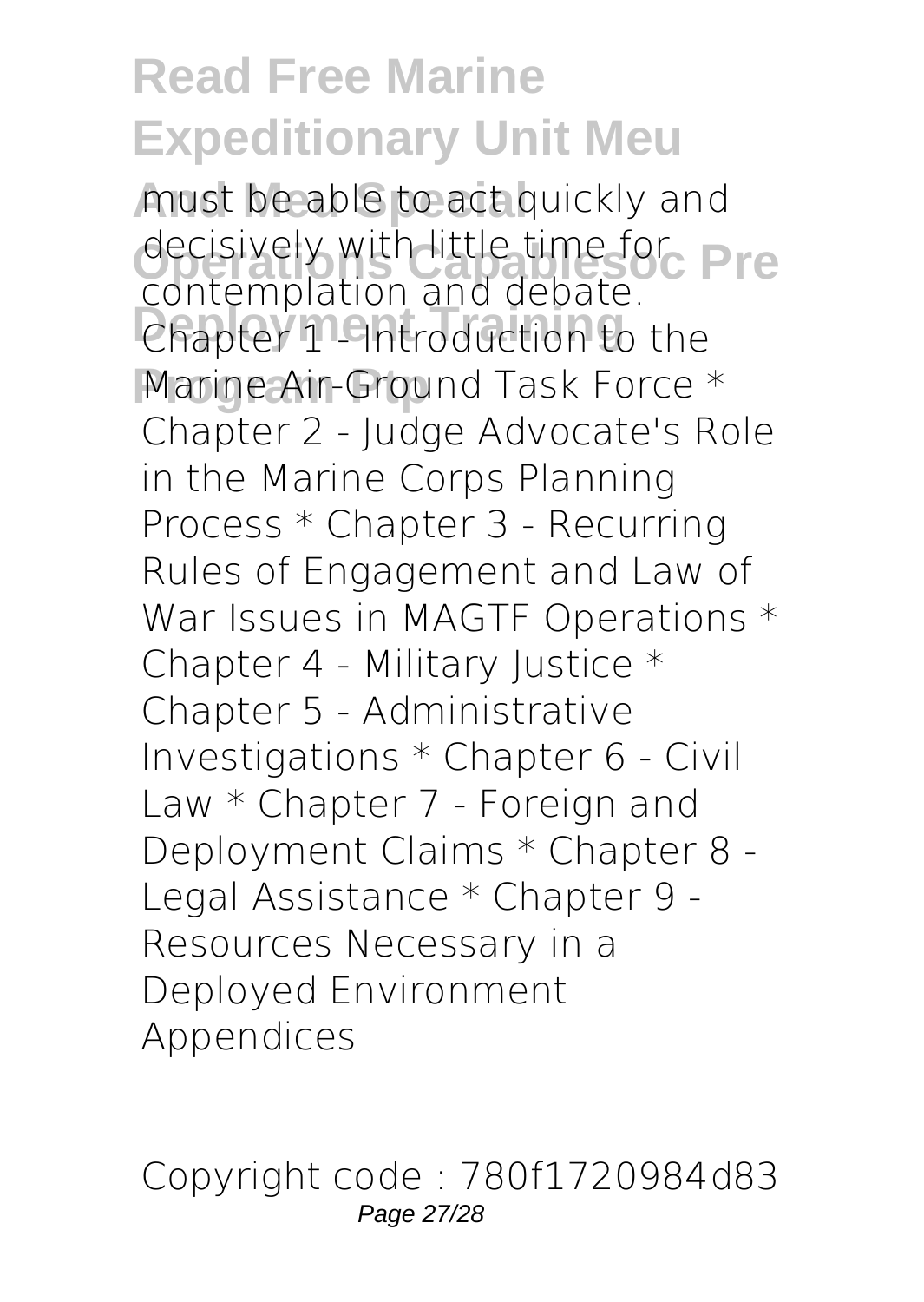must be able to act quickly and decisively with little time for contemplation and debate. Chapter 1 - Introduction to the Marine Air-Ground Task Force * Chapter 2 - Judge Advocate's Role in the Marine Corps Planning Process * Chapter 3 - Recurring Rules of Engagement and Law of War Issues in MAGTF Operations * Chapter 4 - Military Justice * Chapter 5 - Administrative Investigations * Chapter 6 - Civil Law * Chapter 7 - Foreign and Deployment Claims * Chapter 8 - Legal Assistance * Chapter 9 - Resources Necessary in a Deployed Environment Appendices

Copyright code : 780f1720984d83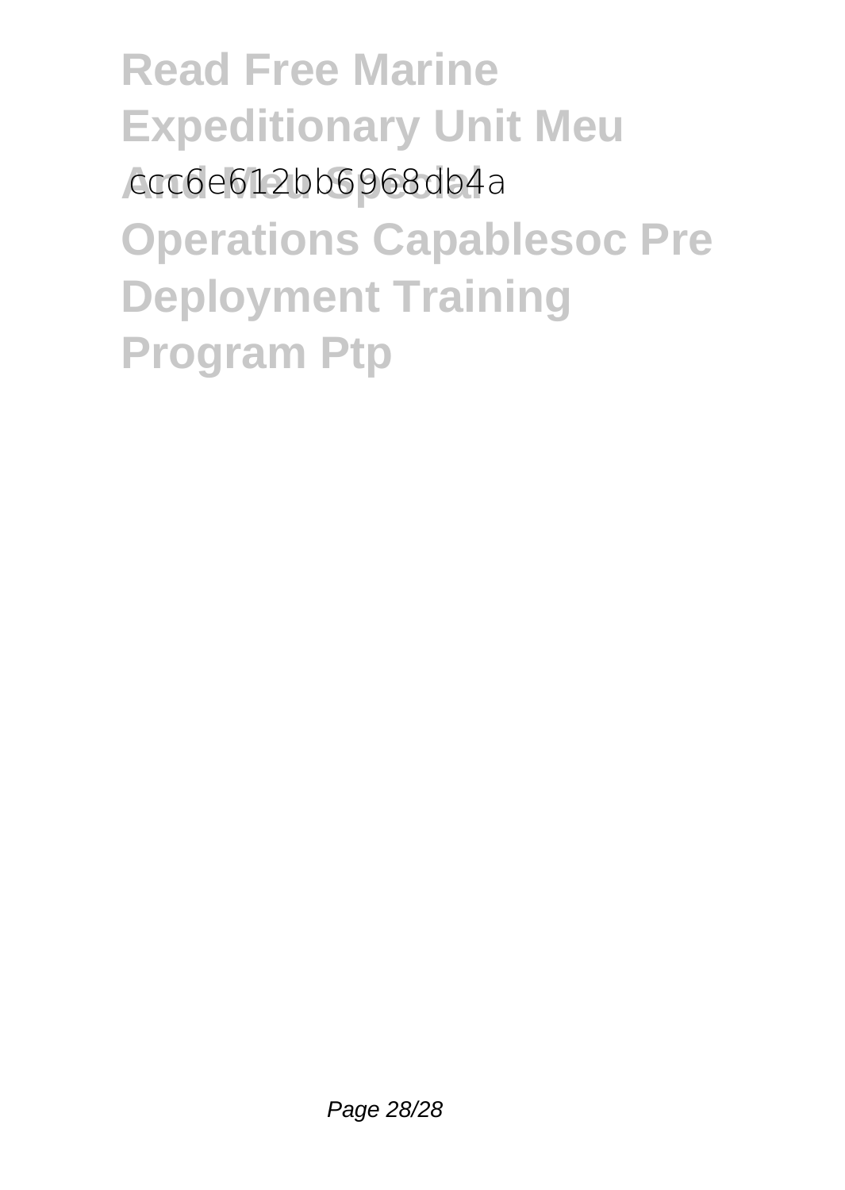ccc6e612bb6968db4a